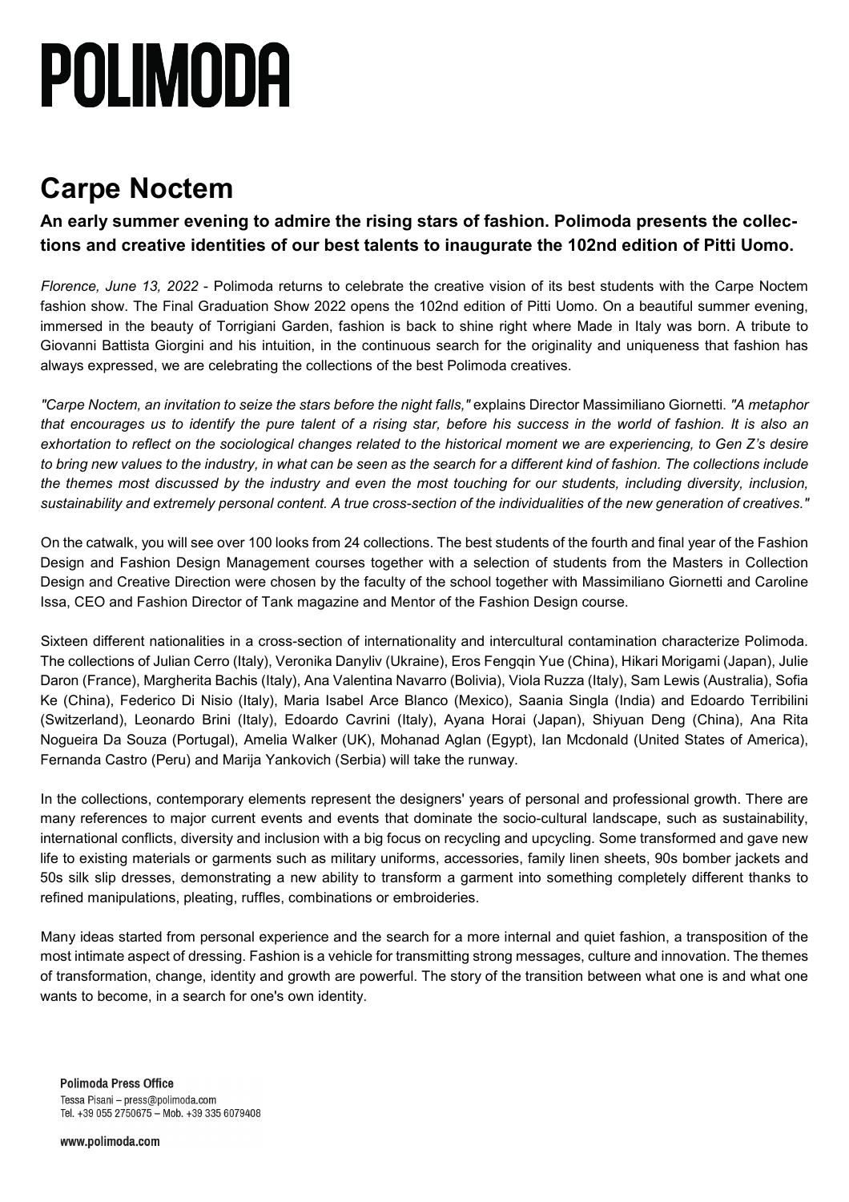# POLIMODA

# Carpe Noctem

### An early summer evening to admire the rising stars of fashion. Polimoda presents the collections and creative identities of our best talents to inaugurate the 102nd edition of Pitti Uomo.

*Florence, June 13, 2022* - Polimoda returns to celebrate the creative vision of its best students with the Carpe Noctem fashion show. The Final Graduation Show 2022 opens the 102nd edition of Pitti Uomo. On a beautiful summer evening, immersed in the beauty of Torrigiani Garden, fashion is back to shine right where Made in Italy was born. A tribute to Giovanni Battista Giorgini and his intuition, in the continuous search for the originality and uniqueness that fashion has always expressed, we are celebrating the collections of the best Polimoda creatives.

*"Carpe Noctem, an invitation to seize the stars before the night falls,"* explains Director Massimiliano Giornetti. *"A metaphor that encourages us to identify the pure talent of a rising star, before his success in the world of fashion. It is also an exhortation to reflect on the sociological changes related to the historical moment we are experiencing, to Gen Z's desire to bring new values to the industry, in what can be seen as the search for a different kind of fashion. The collections include the themes most discussed by the industry and even the most touching for our students, including diversity, inclusion, sustainability and extremely personal content. A true cross-section of the individualities of the new generation of creatives."*

On the catwalk, you will see over 100 looks from 24 collections. The best students of the fourth and final year of the Fashion Design and Fashion Design Management courses together with a selection of students from the Masters in Collection Design and Creative Direction were chosen by the faculty of the school together with Massimiliano Giornetti and Caroline Issa, CEO and Fashion Director of Tank magazine and Mentor of the Fashion Design course.

Sixteen different nationalities in a cross-section of internationality and intercultural contamination characterize Polimoda. The collections of Julian Cerro (Italy), Veronika Danyliv (Ukraine), Eros Fengqin Yue (China), Hikari Morigami (Japan), Julie Daron (France), Margherita Bachis (Italy), Ana Valentina Navarro (Bolivia), Viola Ruzza (Italy), Sam Lewis (Australia), Sofia Ke (China), Federico Di Nisio (Italy), Maria Isabel Arce Blanco (Mexico), Saania Singla (India) and Edoardo Terribilini (Switzerland), Leonardo Brini (Italy), Edoardo Cavrini (Italy), Ayana Horai (Japan), Shiyuan Deng (China), Ana Rita Nogueira Da Souza (Portugal), Amelia Walker (UK), Mohanad Aglan (Egypt), Ian Mcdonald (United States of America), Fernanda Castro (Peru) and Marija Yankovich (Serbia) will take the runway.

In the collections, contemporary elements represent the designers' years of personal and professional growth. There are many references to major current events and events that dominate the socio-cultural landscape, such as sustainability, international conflicts, diversity and inclusion with a big focus on recycling and upcycling. Some transformed and gave new life to existing materials or garments such as military uniforms, accessories, family linen sheets, 90s bomber jackets and 50s silk slip dresses, demonstrating a new ability to transform a garment into something completely different thanks to refined manipulations, pleating, ruffles, combinations or embroideries.

Many ideas started from personal experience and the search for a more internal and quiet fashion, a transposition of the most intimate aspect of dressing. Fashion is a vehicle for transmitting strong messages, culture and innovation. The themes of transformation, change, identity and growth are powerful. The story of the transition between what one is and what one wants to become, in a search for one's own identity.

**Polimoda Press Office**
Tessa Pisani – press@polimoda.com
Tel. +39 055 2750675 – Mob. +39 335 6079408

**www.polimoda.com**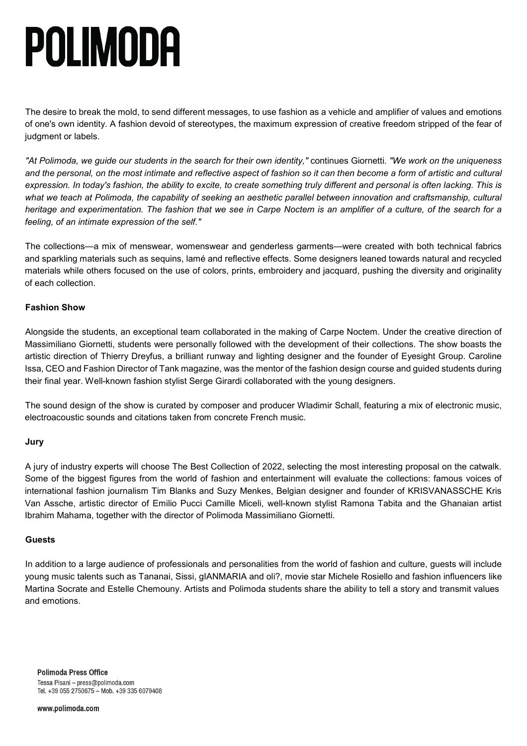The desire to break the mold, to send different messages, to use fashion as a vehicle and amplifier of values and emotions of one's own identity. A fashion devoid of stereotypes, the maximum expression of creative freedom stripped of the fear of judgment or labels.

*"At Polimoda, we guide our students in the search for their own identity,"* continues Giornetti. *"We work on the uniqueness and the personal, on the most intimate and reflective aspect of fashion so it can then become a form of artistic and cultural expression. In today's fashion, the ability to excite, to create something truly different and personal is often lacking. This is what we teach at Polimoda, the capability of seeking an aesthetic parallel between innovation and craftsmanship, cultural heritage and experimentation. The fashion that we see in Carpe Noctem is an amplifier of a culture, of the search for a feeling, of an intimate expression of the self."*

The collections—a mix of menswear, womenswear and genderless garments—were created with both technical fabrics and sparkling materials such as sequins, lamé and reflective effects. Some designers leaned towards natural and recycled materials while others focused on the use of colors, prints, embroidery and jacquard, pushing the diversity and originality of each collection.

**Fashion Show**

Alongside the students, an exceptional team collaborated in the making of Carpe Noctem. Under the creative direction of Massimiliano Giornetti, students were personally followed with the development of their collections. The show boasts the artistic direction of Thierry Dreyfus, a brilliant runway and lighting designer and the founder of Eyesight Group. Caroline Issa, CEO and Fashion Director of Tank magazine, was the mentor of the fashion design course and guided students during their final year. Well-known fashion stylist Serge Girardi collaborated with the young designers.

The sound design of the show is curated by composer and producer Wladimir Schall, featuring a mix of electronic music, electroacoustic sounds and citations taken from concrete French music.

**Jury**

A jury of industry experts will choose The Best Collection of 2022, selecting the most interesting proposal on the catwalk. Some of the biggest figures from the world of fashion and entertainment will evaluate the collections: famous voices of international fashion journalism Tim Blanks and Suzy Menkes, Belgian designer and founder of KRISVANASSCHE Kris Van Assche, artistic director of Emilio Pucci Camille Miceli, well-known stylist Ramona Tabita and the Ghanaian artist Ibrahim Mahama, together with the director of Polimoda Massimiliano Giornetti.

**Guests**

In addition to a large audience of professionals and personalities from the world of fashion and culture, guests will include young music talents such as Tananai, Sissi, gIANMARIA and oli?, movie star Michele Rosiello and fashion influencers like Martina Socrate and Estelle Chemouny. Artists and Polimoda students share the ability to tell a story and transmit values and emotions.

**Polimoda Press Office**
Tessa Pisani – press@polimoda.com
Tel. +39 055 2750675 – Mob. +39 335 6079408

www.polimoda.com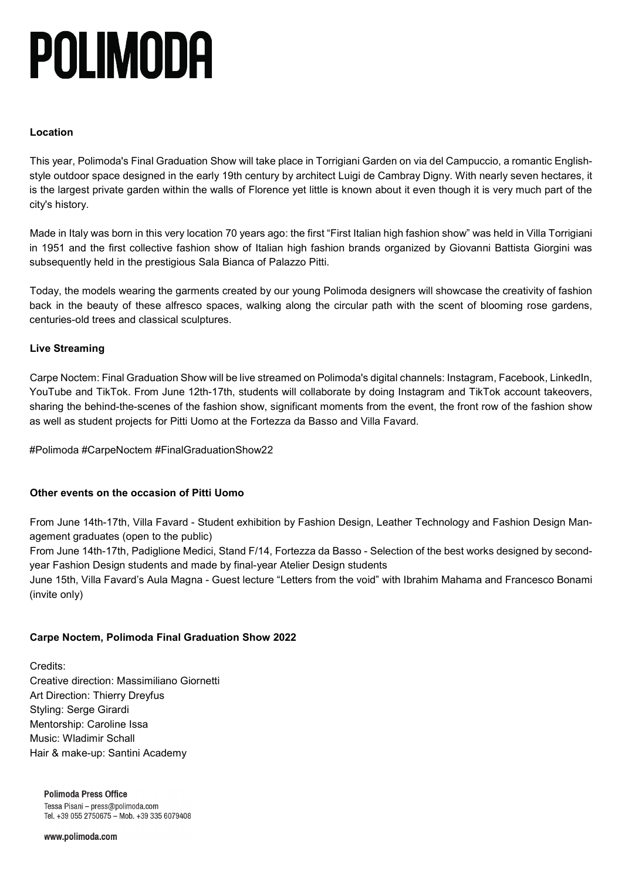# POLIMODA

**Location**

This year, Polimoda's Final Graduation Show will take place in Torrigiani Garden on via del Campuccio, a romantic English-style outdoor space designed in the early 19th century by architect Luigi de Cambray Digny. With nearly seven hectares, it is the largest private garden within the walls of Florence yet little is known about it even though it is very much part of the city's history.

Made in Italy was born in this very location 70 years ago: the first "First Italian high fashion show" was held in Villa Torrigiani in 1951 and the first collective fashion show of Italian high fashion brands organized by Giovanni Battista Giorgini was subsequently held in the prestigious Sala Bianca of Palazzo Pitti.

Today, the models wearing the garments created by our young Polimoda designers will showcase the creativity of fashion back in the beauty of these alfresco spaces, walking along the circular path with the scent of blooming rose gardens, centuries-old trees and classical sculptures.

**Live Streaming**

Carpe Noctem: Final Graduation Show will be live streamed on Polimoda's digital channels: Instagram, Facebook, LinkedIn, YouTube and TikTok. From June 12th-17th, students will collaborate by doing Instagram and TikTok account takeovers, sharing the behind-the-scenes of the fashion show, significant moments from the event, the front row of the fashion show as well as student projects for Pitti Uomo at the Fortezza da Basso and Villa Favard.

#Polimoda #CarpeNoctem #FinalGraduationShow22

**Other events on the occasion of Pitti Uomo**

From June 14th-17th, Villa Favard - Student exhibition by Fashion Design, Leather Technology and Fashion Design Management graduates (open to the public)
From June 14th-17th, Padiglione Medici, Stand F/14, Fortezza da Basso - Selection of the best works designed by second-year Fashion Design students and made by final-year Atelier Design students
June 15th, Villa Favard's Aula Magna - Guest lecture "Letters from the void" with Ibrahim Mahama and Francesco Bonami (invite only)

**Carpe Noctem, Polimoda Final Graduation Show 2022**

Credits:
Creative direction: Massimiliano Giornetti
Art Direction: Thierry Dreyfus
Styling: Serge Girardi
Mentorship: Caroline Issa
Music: Wladimir Schall
Hair & make-up: Santini Academy

**Polimoda Press Office**
Tessa Pisani – press@polimoda.com
Tel. +39 055 2750675 – Mob. +39 335 6079408

www.polimoda.com